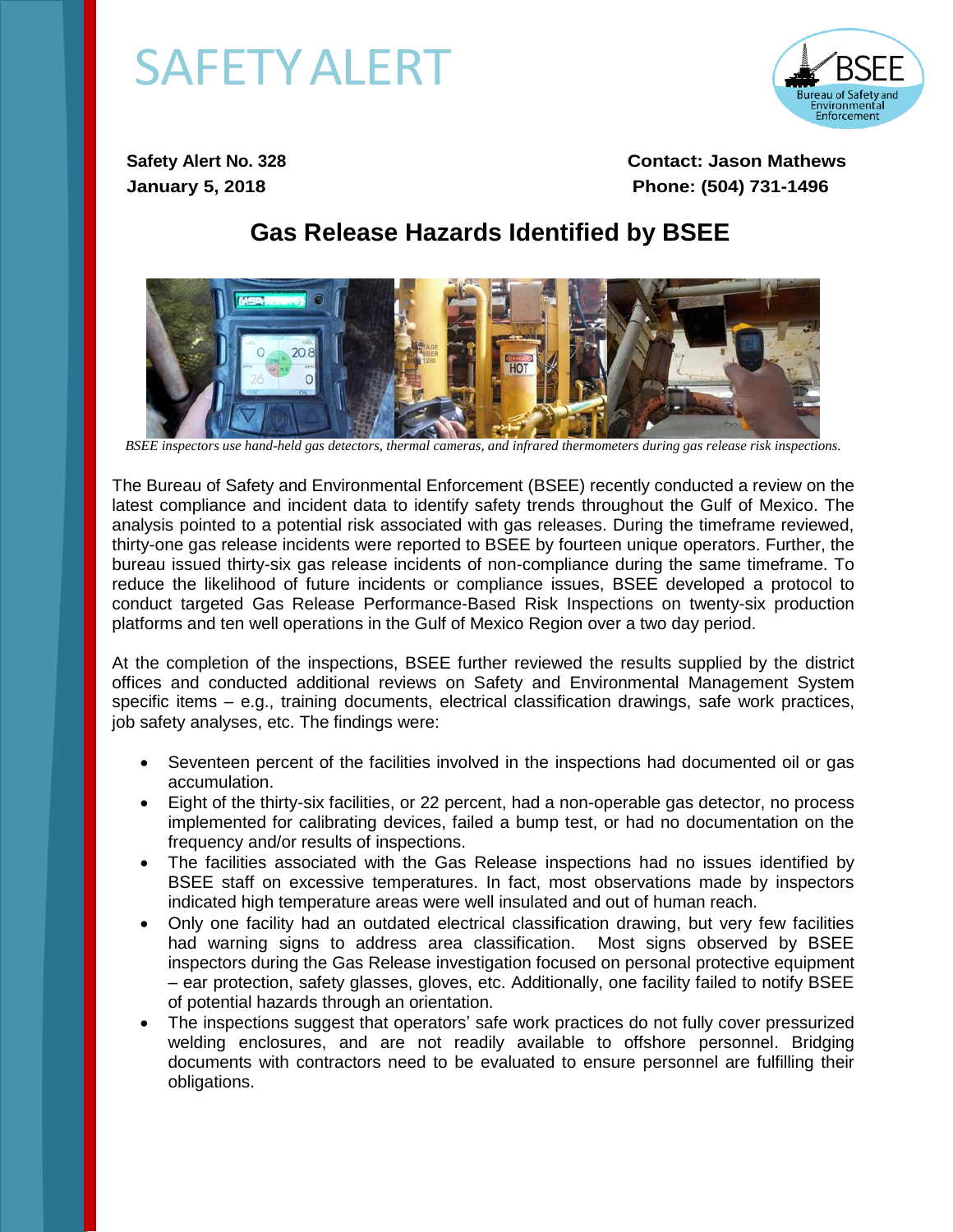# SAFETY ALERT

**Safety Alert No. 328**
**January 5, 2018**

**Contact: Jason Mathews**
**Phone: (504) 731-1496**

## Gas Release Hazards Identified by BSEE

*BSEE inspectors use hand-held gas detectors, thermal cameras, and infrared thermometers during gas release risk inspections.*

The Bureau of Safety and Environmental Enforcement (BSEE) recently conducted a review on the latest compliance and incident data to identify safety trends throughout the Gulf of Mexico. The analysis pointed to a potential risk associated with gas releases. During the timeframe reviewed, thirty-one gas release incidents were reported to BSEE by fourteen unique operators. Further, the bureau issued thirty-six gas release incidents of non-compliance during the same timeframe. To reduce the likelihood of future incidents or compliance issues, BSEE developed a protocol to conduct targeted Gas Release Performance-Based Risk Inspections on twenty-six production platforms and ten well operations in the Gulf of Mexico Region over a two day period.

At the completion of the inspections, BSEE further reviewed the results supplied by the district offices and conducted additional reviews on Safety and Environmental Management System specific items – e.g., training documents, electrical classification drawings, safe work practices, job safety analyses, etc. The findings were:

- Seventeen percent of the facilities involved in the inspections had documented oil or gas accumulation.
- Eight of the thirty-six facilities, or 22 percent, had a non-operable gas detector, no process implemented for calibrating devices, failed a bump test, or had no documentation on the frequency and/or results of inspections.
- The facilities associated with the Gas Release inspections had no issues identified by BSEE staff on excessive temperatures. In fact, most observations made by inspectors indicated high temperature areas were well insulated and out of human reach.
- Only one facility had an outdated electrical classification drawing, but very few facilities had warning signs to address area classification. Most signs observed by BSEE inspectors during the Gas Release investigation focused on personal protective equipment – ear protection, safety glasses, gloves, etc. Additionally, one facility failed to notify BSEE of potential hazards through an orientation.
- The inspections suggest that operators' safe work practices do not fully cover pressurized welding enclosures, and are not readily available to offshore personnel. Bridging documents with contractors need to be evaluated to ensure personnel are fulfilling their obligations.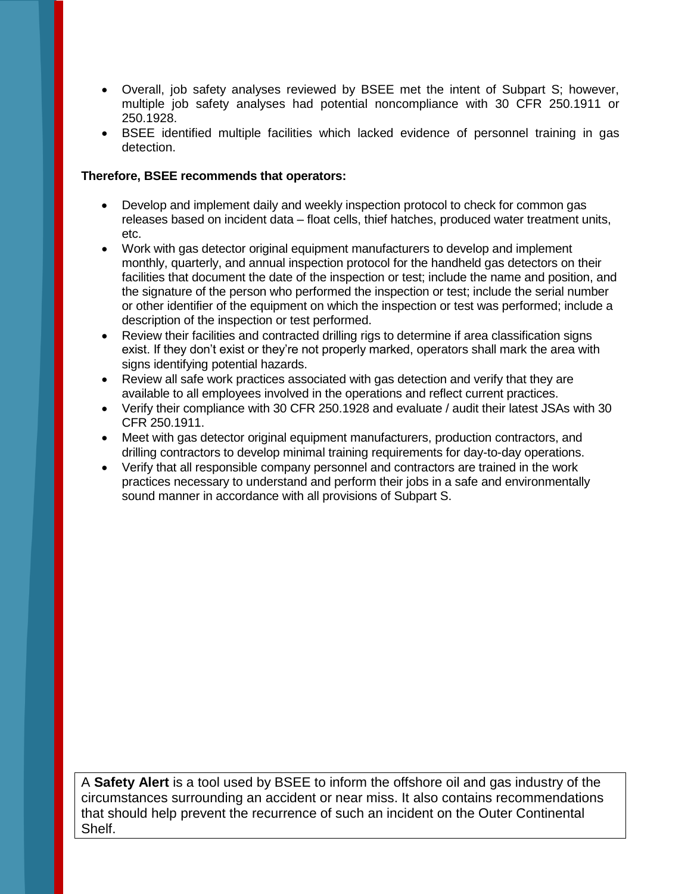- Overall, job safety analyses reviewed by BSEE met the intent of Subpart S; however, multiple job safety analyses had potential noncompliance with 30 CFR 250.1911 or 250.1928.
- BSEE identified multiple facilities which lacked evidence of personnel training in gas detection.

**Therefore, BSEE recommends that operators:**

- Develop and implement daily and weekly inspection protocol to check for common gas releases based on incident data – float cells, thief hatches, produced water treatment units, etc.
- Work with gas detector original equipment manufacturers to develop and implement monthly, quarterly, and annual inspection protocol for the handheld gas detectors on their facilities that document the date of the inspection or test; include the name and position, and the signature of the person who performed the inspection or test; include the serial number or other identifier of the equipment on which the inspection or test was performed; include a description of the inspection or test performed.
- Review their facilities and contracted drilling rigs to determine if area classification signs exist. If they don't exist or they're not properly marked, operators shall mark the area with signs identifying potential hazards.
- Review all safe work practices associated with gas detection and verify that they are available to all employees involved in the operations and reflect current practices.
- Verify their compliance with 30 CFR 250.1928 and evaluate / audit their latest JSAs with 30 CFR 250.1911.
- Meet with gas detector original equipment manufacturers, production contractors, and drilling contractors to develop minimal training requirements for day-to-day operations.
- Verify that all responsible company personnel and contractors are trained in the work practices necessary to understand and perform their jobs in a safe and environmentally sound manner in accordance with all provisions of Subpart S.

A **Safety Alert** is a tool used by BSEE to inform the offshore oil and gas industry of the circumstances surrounding an accident or near miss. It also contains recommendations that should help prevent the recurrence of such an incident on the Outer Continental Shelf.